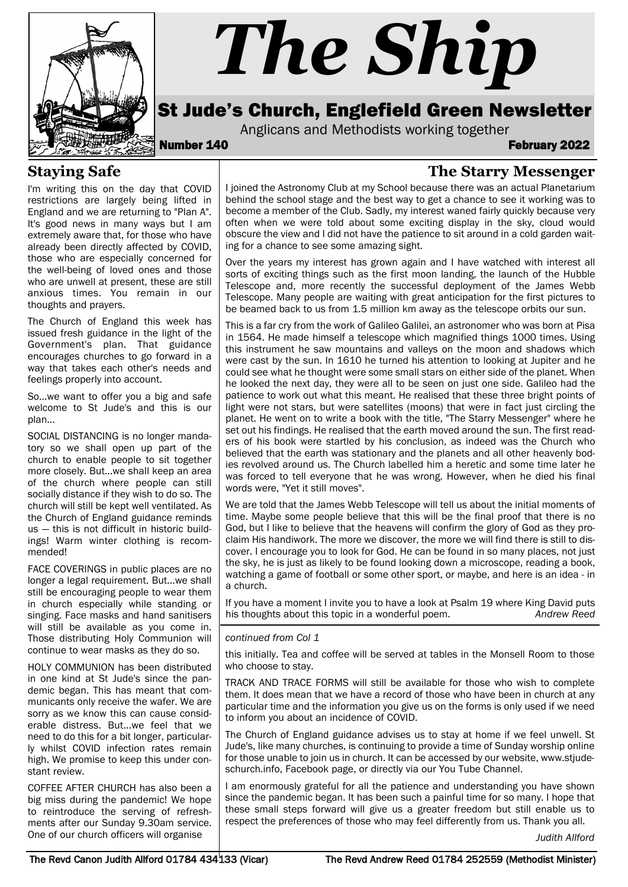# The Ship

## St Jude's Church, Englefield Green Newsletter

Anglicans and Methodists working together

**Number 140** **February 2022**

## Staying Safe

I'm writing this on the day that COVID restrictions are largely being lifted in England and we are returning to "Plan A". It's good news in many ways but I am extremely aware that, for those who have already been directly affected by COVID, those who are especially concerned for the well-being of loved ones and those who are unwell at present, these are still anxious times. You remain in our thoughts and prayers.

The Church of England this week has issued fresh guidance in the light of the Government's plan. That guidance encourages churches to go forward in a way that takes each other's needs and feelings properly into account.

So...we want to offer you a big and safe welcome to St Jude's and this is our plan...

SOCIAL DISTANCING is no longer mandatory so we shall open up part of the church to enable people to sit together more closely. But...we shall keep an area of the church where people can still socially distance if they wish to do so. The church will still be kept well ventilated. As the Church of England guidance reminds us — this is not difficult in historic buildings! Warm winter clothing is recommended!

FACE COVERINGS in public places are no longer a legal requirement. But...we shall still be encouraging people to wear them in church especially while standing or singing. Face masks and hand sanitisers will still be available as you come in. Those distributing Holy Communion will continue to wear masks as they do so.

HOLY COMMUNION has been distributed in one kind at St Jude's since the pandemic began. This has meant that communicants only receive the wafer. We are sorry as we know this can cause considerable distress. But...we feel that we need to do this for a bit longer, particularly whilst COVID infection rates remain high. We promise to keep this under constant review.

COFFEE AFTER CHURCH has also been a big miss during the pandemic! We hope to reintroduce the serving of refreshments after our Sunday 9.30am service. One of our church officers will organise this initially. Tea and coffee will be served at tables in the Monsell Room to those who choose to stay.

TRACK AND TRACE FORMS will still be available for those who wish to complete them. It does mean that we have a record of those who have been in church at any particular time and the information you give us on the forms is only used if we need to inform you about an incidence of COVID.

The Church of England guidance advises us to stay at home if we feel unwell. St Jude's, like many churches, is continuing to provide a time of Sunday worship online for those unable to join us in church. It can be accessed by our website, www.stjudeschurch.info, Facebook page, or directly via our You Tube Channel.

I am enormously grateful for all the patience and understanding you have shown since the pandemic began. It has been such a painful time for so many. I hope that these small steps forward will give us a greater freedom but still enable us to respect the preferences of those who may feel differently from us. Thank you all.

*Judith Allford*

## The Starry Messenger

I joined the Astronomy Club at my School because there was an actual Planetarium behind the school stage and the best way to get a chance to see it working was to become a member of the Club. Sadly, my interest waned fairly quickly because very often when we were told about some exciting display in the sky, cloud would obscure the view and I did not have the patience to sit around in a cold garden waiting for a chance to see some amazing sight.

Over the years my interest has grown again and I have watched with interest all sorts of exciting things such as the first moon landing, the launch of the Hubble Telescope and, more recently the successful deployment of the James Webb Telescope. Many people are waiting with great anticipation for the first pictures to be beamed back to us from 1.5 million km away as the telescope orbits our sun.

This is a far cry from the work of Galileo Galilei, an astronomer who was born at Pisa in 1564. He made himself a telescope which magnified things 1000 times. Using this instrument he saw mountains and valleys on the moon and shadows which were cast by the sun. In 1610 he turned his attention to looking at Jupiter and he could see what he thought were some small stars on either side of the planet. When he looked the next day, they were all to be seen on just one side. Galileo had the patience to work out what this meant. He realised that these three bright points of light were not stars, but were satellites (moons) that were in fact just circling the planet. He went on to write a book with the title, "The Starry Messenger" where he set out his findings. He realised that the earth moved around the sun. The first readers of his book were startled by his conclusion, as indeed was the Church who believed that the earth was stationary and the planets and all other heavenly bodies revolved around us. The Church labelled him a heretic and some time later he was forced to tell everyone that he was wrong. However, when he died his final words were, "Yet it still moves".

We are told that the James Webb Telescope will tell us about the initial moments of time. Maybe some people believe that this will be the final proof that there is no God, but I like to believe that the heavens will confirm the glory of God as they proclaim His handiwork. The more we discover, the more we will find there is still to discover. I encourage you to look for God. He can be found in so many places, not just the sky, he is just as likely to be found looking down a microscope, reading a book, watching a game of football or some other sport, or maybe, and here is an idea - in a church.

If you have a moment I invite you to have a look at Psalm 19 where King David puts his thoughts about this topic in a wonderful poem.

*Andrew Reed*

---

The Revd Canon Judith Allford 01784 434133 (Vicar) The Revd Andrew Reed 01784 252559 (Methodist Minister)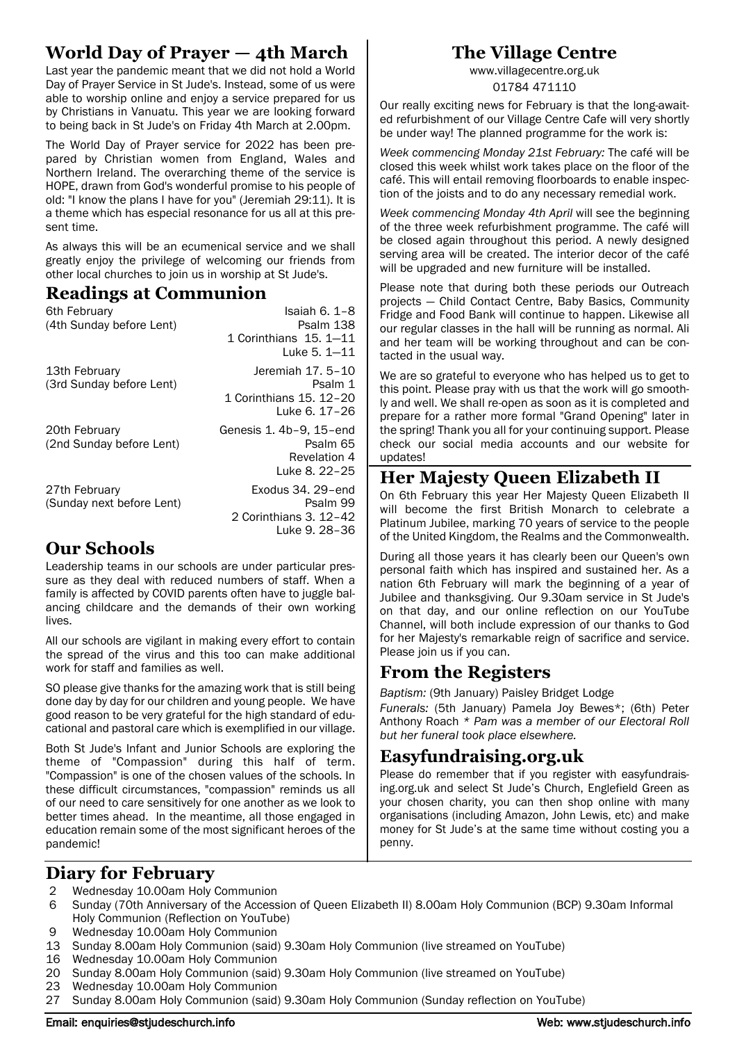## World Day of Prayer — 4th March

Last year the pandemic meant that we did not hold a World Day of Prayer Service in St Jude's. Instead, some of us were able to worship online and enjoy a service prepared for us by Christians in Vanuatu. This year we are looking forward to being back in St Jude's on Friday 4th March at 2.00pm.

The World Day of Prayer service for 2022 has been prepared by Christian women from England, Wales and Northern Ireland. The overarching theme of the service is HOPE, drawn from God's wonderful promise to his people of old: "I know the plans I have for you" (Jeremiah 29:11). It is a theme which has especial resonance for us all at this present time.

As always this will be an ecumenical service and we shall greatly enjoy the privilege of welcoming our friends from other local churches to join us in worship at St Jude's.

## Readings at Communion

| | |
|---|---|
| 6th February (4th Sunday before Lent) | Isaiah 6. 1–8<br>Psalm 138<br>1 Corinthians 15. 1—11<br>Luke 5. 1—11 |
| 13th February (3rd Sunday before Lent) | Jeremiah 17. 5–10<br>Psalm 1<br>1 Corinthians 15. 12–20<br>Luke 6. 17–26 |
| 20th February (2nd Sunday before Lent) | Genesis 1. 4b–9, 15–end<br>Psalm 65<br>Revelation 4<br>Luke 8. 22–25 |
| 27th February (Sunday next before Lent) | Exodus 34. 29–end<br>Psalm 99<br>2 Corinthians 3. 12–42<br>Luke 9. 28–36 |

## Our Schools

Leadership teams in our schools are under particular pressure as they deal with reduced numbers of staff. When a family is affected by COVID parents often have to juggle balancing childcare and the demands of their own working lives.

All our schools are vigilant in making every effort to contain the spread of the virus and this too can make additional work for staff and families as well.

SO please give thanks for the amazing work that is still being done day by day for our children and young people. We have good reason to be very grateful for the high standard of educational and pastoral care which is exemplified in our village.

Both St Jude's Infant and Junior Schools are exploring the theme of "Compassion" during this half of term. "Compassion" is one of the chosen values of the schools. In these difficult circumstances, "compassion" reminds us all of our need to care sensitively for one another as we look to better times ahead. In the meantime, all those engaged in education remain some of the most significant heroes of the pandemic!

## The Village Centre

www.villagecentre.org.uk
01784 471110

Our really exciting news for February is that the long-awaited refurbishment of our Village Centre Cafe will very shortly be under way! The planned programme for the work is:

*Week commencing Monday 21st February:* The café will be closed this week whilst work takes place on the floor of the café. This will entail removing floorboards to enable inspection of the joists and to do any necessary remedial work.

*Week commencing Monday 4th April* will see the beginning of the three week refurbishment programme. The café will be closed again throughout this period. A newly designed serving area will be created. The interior decor of the café will be upgraded and new furniture will be installed.

Please note that during both these periods our Outreach projects — Child Contact Centre, Baby Basics, Community Fridge and Food Bank will continue to happen. Likewise all our regular classes in the hall will be running as normal. Ali and her team will be working throughout and can be contacted in the usual way.

We are so grateful to everyone who has helped us to get to this point. Please pray with us that the work will go smoothly and well. We shall re-open as soon as it is completed and prepare for a rather more formal "Grand Opening" later in the spring! Thank you all for your continuing support. Please check our social media accounts and our website for updates!

## Her Majesty Queen Elizabeth II

On 6th February this year Her Majesty Queen Elizabeth II will become the first British Monarch to celebrate a Platinum Jubilee, marking 70 years of service to the people of the United Kingdom, the Realms and the Commonwealth.

During all those years it has clearly been our Queen's own personal faith which has inspired and sustained her. As a nation 6th February will mark the beginning of a year of Jubilee and thanksgiving. Our 9.30am service in St Jude's on that day, and our online reflection on our YouTube Channel, will both include expression of our thanks to God for her Majesty's remarkable reign of sacrifice and service. Please join us if you can.

## From the Registers

*Baptism:* (9th January) Paisley Bridget Lodge

*Funerals:* (5th January) Pamela Joy Bewes*; (6th) Peter Anthony Roach *\* Pam was a member of our Electoral Roll but her funeral took place elsewhere.*

## Easyfundraising.org.uk

Please do remember that if you register with easyfundraising.org.uk and select St Jude's Church, Englefield Green as your chosen charity, you can then shop online with many organisations (including Amazon, John Lewis, etc) and make money for St Jude's at the same time without costing you a penny.

## Diary for February

- 2 Wednesday 10.00am Holy Communion
- 6 Sunday (70th Anniversary of the Accession of Queen Elizabeth II) 8.00am Holy Communion (BCP) 9.30am Informal Holy Communion (Reflection on YouTube)
- 9 Wednesday 10.00am Holy Communion
- 13 Sunday 8.00am Holy Communion (said) 9.30am Holy Communion (live streamed on YouTube)
- 16 Wednesday 10.00am Holy Communion
- 20 Sunday 8.00am Holy Communion (said) 9.30am Holy Communion (live streamed on YouTube)
- 23 Wednesday 10.00am Holy Communion
- 27 Sunday 8.00am Holy Communion (said) 9.30am Holy Communion (Sunday reflection on YouTube)

Email: enquiries@stjudeschurch.info Web: www.stjudeschurch.info